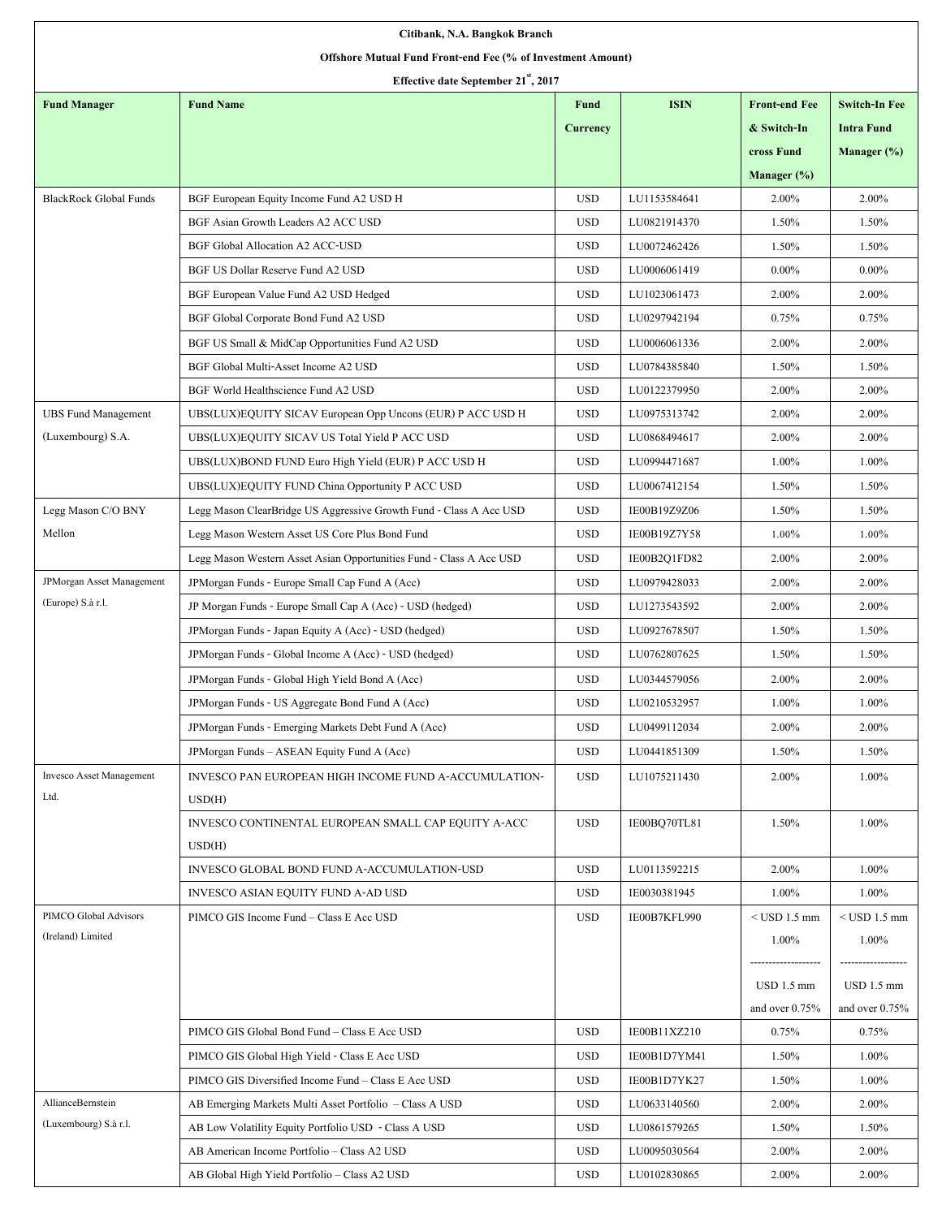**Citibank, N.A. Bangkok Branch**

**Offshore Mutual Fund Front-end Fee (% of Investment Amount)**

**Effective date September 21st, 2017**

| Fund Manager | Fund Name | Fund Currency | ISIN | Front-end Fee & Switch-In cross Fund Manager (%) | Switch-In Fee Intra Fund Manager (%) |
|---|---|---|---|---|---|
| BlackRock Global Funds | BGF European Equity Income Fund A2 USD H | USD | LU1153584641 | 2.00% | 2.00% |
| | BGF Asian Growth Leaders A2 ACC USD | USD | LU0821914370 | 1.50% | 1.50% |
| | BGF Global Allocation A2 ACC-USD | USD | LU0072462426 | 1.50% | 1.50% |
| | BGF US Dollar Reserve Fund A2 USD | USD | LU0006061419 | 0.00% | 0.00% |
| | BGF European Value Fund A2 USD Hedged | USD | LU1023061473 | 2.00% | 2.00% |
| | BGF Global Corporate Bond Fund A2 USD | USD | LU0297942194 | 0.75% | 0.75% |
| | BGF US Small & MidCap Opportunities Fund A2 USD | USD | LU0006061336 | 2.00% | 2.00% |
| | BGF Global Multi-Asset Income A2 USD | USD | LU0784385840 | 1.50% | 1.50% |
| | BGF World Healthscience Fund A2 USD | USD | LU0122379950 | 2.00% | 2.00% |
| UBS Fund Management (Luxembourg) S.A. | UBS(LUX)EQUITY SICAV European Opp Uncons (EUR) P ACC USD H | USD | LU0975313742 | 2.00% | 2.00% |
| | UBS(LUX)EQUITY SICAV US Total Yield P ACC USD | USD | LU0868494617 | 2.00% | 2.00% |
| | UBS(LUX)BOND FUND Euro High Yield (EUR) P ACC USD H | USD | LU0994471687 | 1.00% | 1.00% |
| | UBS(LUX)EQUITY FUND China Opportunity P ACC USD | USD | LU0067412154 | 1.50% | 1.50% |
| Legg Mason C/O BNY Mellon | Legg Mason ClearBridge US Aggressive Growth Fund - Class A Acc USD | USD | IE00B19Z9Z06 | 1.50% | 1.50% |
| | Legg Mason Western Asset US Core Plus Bond Fund | USD | IE00B19Z7Y58 | 1.00% | 1.00% |
| | Legg Mason Western Asset Asian Opportunities Fund - Class A Acc USD | USD | IE00B2Q1FD82 | 2.00% | 2.00% |
| JPMorgan Asset Management (Europe) S.à r.l. | JPMorgan Funds - Europe Small Cap Fund A (Acc) | USD | LU0979428033 | 2.00% | 2.00% |
| | JP Morgan Funds - Europe Small Cap A (Acc) - USD (hedged) | USD | LU1273543592 | 2.00% | 2.00% |
| | JPMorgan Funds - Japan Equity A (Acc) - USD (hedged) | USD | LU0927678507 | 1.50% | 1.50% |
| | JPMorgan Funds - Global Income A (Acc) - USD (hedged) | USD | LU0762807625 | 1.50% | 1.50% |
| | JPMorgan Funds - Global High Yield Bond A (Acc) | USD | LU0344579056 | 2.00% | 2.00% |
| | JPMorgan Funds - US Aggregate Bond Fund A (Acc) | USD | LU0210532957 | 1.00% | 1.00% |
| | JPMorgan Funds - Emerging Markets Debt Fund A (Acc) | USD | LU0499112034 | 2.00% | 2.00% |
| | JPMorgan Funds – ASEAN Equity Fund A (Acc) | USD | LU0441851309 | 1.50% | 1.50% |
| Invesco Asset Management Ltd. | INVESCO PAN EUROPEAN HIGH INCOME FUND A-ACCUMULATION-USD(H) | USD | LU1075211430 | 2.00% | 1.00% |
| | INVESCO CONTINENTAL EUROPEAN SMALL CAP EQUITY A-ACC USD(H) | USD | IE00BQ70TL81 | 1.50% | 1.00% |
| | INVESCO GLOBAL BOND FUND A-ACCUMULATION-USD | USD | LU0113592215 | 2.00% | 1.00% |
| | INVESCO ASIAN EQUITY FUND A-AD USD | USD | IE0030381945 | 1.00% | 1.00% |
| PIMCO Global Advisors (Ireland) Limited | PIMCO GIS Income Fund – Class E Acc USD | USD | IE00B7KFL990 | < USD 1.5 mm 1.00% ------------------- USD 1.5 mm and over 0.75% | < USD 1.5 mm 1.00% ------------------ USD 1.5 mm and over 0.75% |
| | PIMCO GIS Global Bond Fund – Class E Acc USD | USD | IE00B11XZ210 | 0.75% | 0.75% |
| | PIMCO GIS Global High Yield - Class E Acc USD | USD | IE00B1D7YM41 | 1.50% | 1.00% |
| | PIMCO GIS Diversified Income Fund – Class E Acc USD | USD | IE00B1D7YK27 | 1.50% | 1.00% |
| AllianceBernstein (Luxembourg) S.à r.l. | AB Emerging Markets Multi Asset Portfolio – Class A USD | USD | LU0633140560 | 2.00% | 2.00% |
| | AB Low Volatility Equity Portfolio USD - Class A USD | USD | LU0861579265 | 1.50% | 1.50% |
| | AB American Income Portfolio – Class A2 USD | USD | LU0095030564 | 2.00% | 2.00% |
| | AB Global High Yield Portfolio – Class A2 USD | USD | LU0102830865 | 2.00% | 2.00% |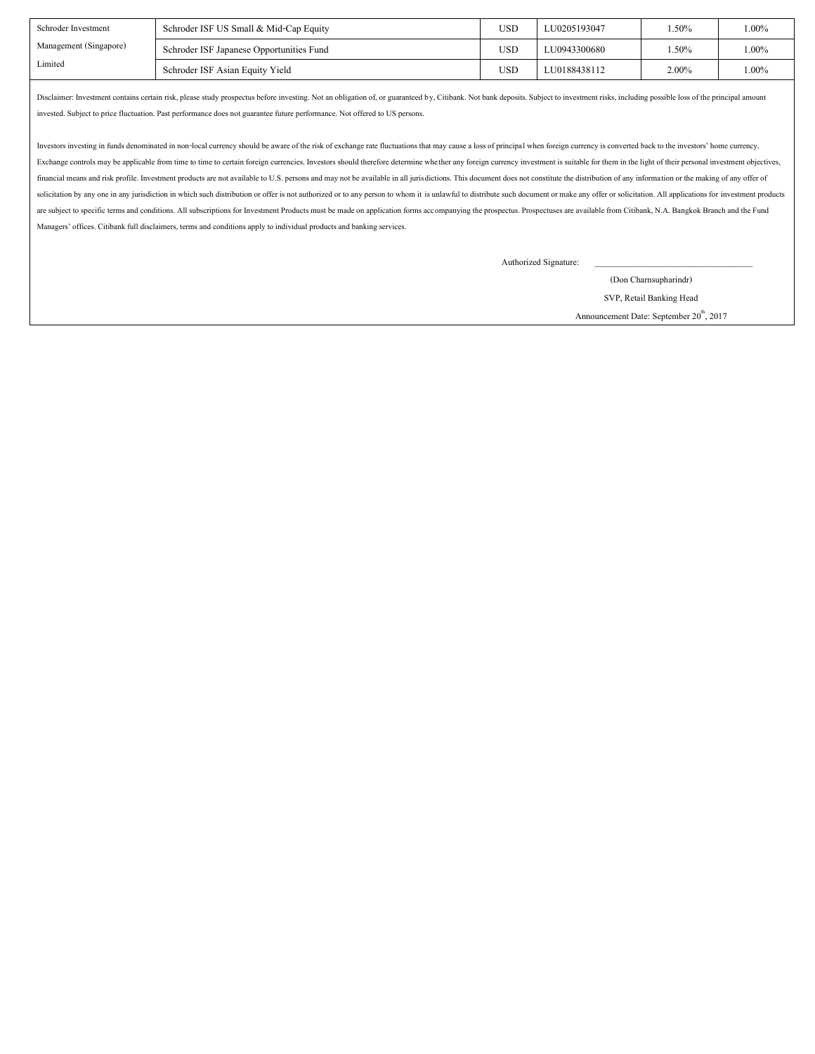| | | | | | |
|---|---|---|---|---|---|
| Schroder Investment Management (Singapore) Limited | Schroder ISF US Small & Mid-Cap Equity | USD | LU0205193047 | 1.50% | 1.00% |
| | Schroder ISF Japanese Opportunities Fund | USD | LU0943300680 | 1.50% | 1.00% |
| | Schroder ISF Asian Equity Yield | USD | LU0188438112 | 2.00% | 1.00% |

Disclaimer: Investment contains certain risk, please study prospectus before investing. Not an obligation of, or guaranteed by, Citibank. Not bank deposits. Subject to investment risks, including possible loss of the principal amount invested. Subject to price fluctuation. Past performance does not guarantee future performance. Not offered to US persons.

Investors investing in funds denominated in non-local currency should be aware of the risk of exchange rate fluctuations that may cause a loss of principal when foreign currency is converted back to the investors' home currency. Exchange controls may be applicable from time to time to certain foreign currencies. Investors should therefore determine whether any foreign currency investment is suitable for them in the light of their personal investment objectives, financial means and risk profile. Investment products are not available to U.S. persons and may not be available in all jurisdictions. This document does not constitute the distribution of any information or the making of any offer of solicitation by any one in any jurisdiction in which such distribution or offer is not authorized or to any person to whom it is unlawful to distribute such document or make any offer or solicitation. All applications for investment products are subject to specific terms and conditions. All subscriptions for Investment Products must be made on application forms accompanying the prospectus. Prospectuses are available from Citibank, N.A. Bangkok Branch and the Fund Managers' offices. Citibank full disclaimers, terms and conditions apply to individual products and banking services.

Authorized Signature: ______________________________

(Don Charnsupharindr)

SVP, Retail Banking Head

Announcement Date: September 20th, 2017